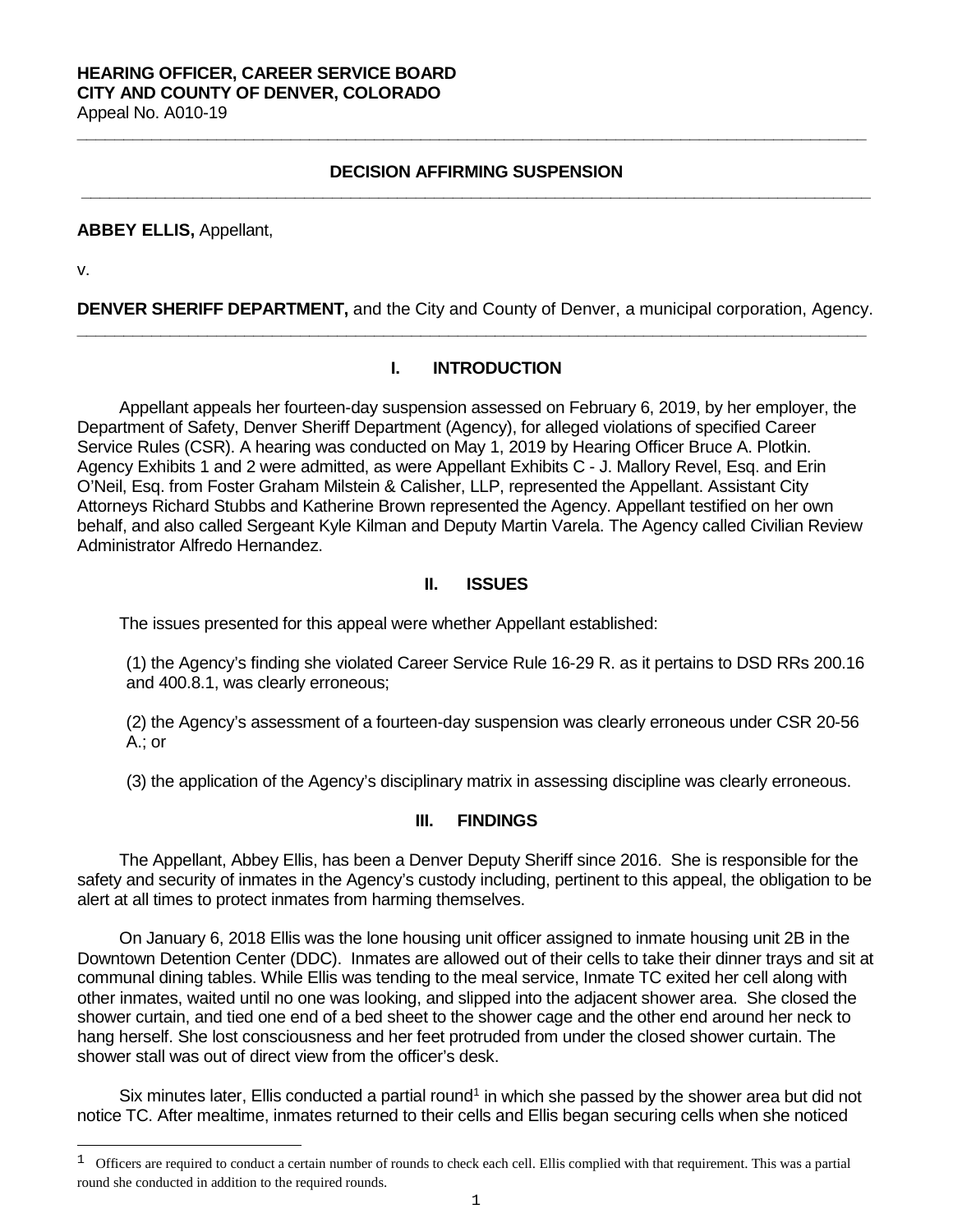**HEARING OFFICER, CAREER SERVICE BOARD**
**CITY AND COUNTY OF DENVER, COLORADO**
Appeal No. A010-19

---

## DECISION AFFIRMING SUSPENSION

---

**ABBEY ELLIS,** Appellant,

v.

**DENVER SHERIFF DEPARTMENT,** and the City and County of Denver, a municipal corporation, Agency.

---

## I. INTRODUCTION

Appellant appeals her fourteen-day suspension assessed on February 6, 2019, by her employer, the Department of Safety, Denver Sheriff Department (Agency), for alleged violations of specified Career Service Rules (CSR). A hearing was conducted on May 1, 2019 by Hearing Officer Bruce A. Plotkin. Agency Exhibits 1 and 2 were admitted, as were Appellant Exhibits C - J. Mallory Revel, Esq. and Erin O'Neil, Esq. from Foster Graham Milstein & Calisher, LLP, represented the Appellant. Assistant City Attorneys Richard Stubbs and Katherine Brown represented the Agency. Appellant testified on her own behalf, and also called Sergeant Kyle Kilman and Deputy Martin Varela. The Agency called Civilian Review Administrator Alfredo Hernandez.

## II. ISSUES

The issues presented for this appeal were whether Appellant established:

(1) the Agency's finding she violated Career Service Rule 16-29 R. as it pertains to DSD RRs 200.16 and 400.8.1, was clearly erroneous;

(2) the Agency's assessment of a fourteen-day suspension was clearly erroneous under CSR 20-56 A.; or

(3) the application of the Agency's disciplinary matrix in assessing discipline was clearly erroneous.

## III. FINDINGS

The Appellant, Abbey Ellis, has been a Denver Deputy Sheriff since 2016. She is responsible for the safety and security of inmates in the Agency's custody including, pertinent to this appeal, the obligation to be alert at all times to protect inmates from harming themselves.

On January 6, 2018 Ellis was the lone housing unit officer assigned to inmate housing unit 2B in the Downtown Detention Center (DDC). Inmates are allowed out of their cells to take their dinner trays and sit at communal dining tables. While Ellis was tending to the meal service, Inmate TC exited her cell along with other inmates, waited until no one was looking, and slipped into the adjacent shower area. She closed the shower curtain, and tied one end of a bed sheet to the shower cage and the other end around her neck to hang herself. She lost consciousness and her feet protruded from under the closed shower curtain. The shower stall was out of direct view from the officer's desk.

Six minutes later, Ellis conducted a partial round[1] in which she passed by the shower area but did not notice TC. After mealtime, inmates returned to their cells and Ellis began securing cells when she noticed

---

[1] Officers are required to conduct a certain number of rounds to check each cell. Ellis complied with that requirement. This was a partial round she conducted in addition to the required rounds.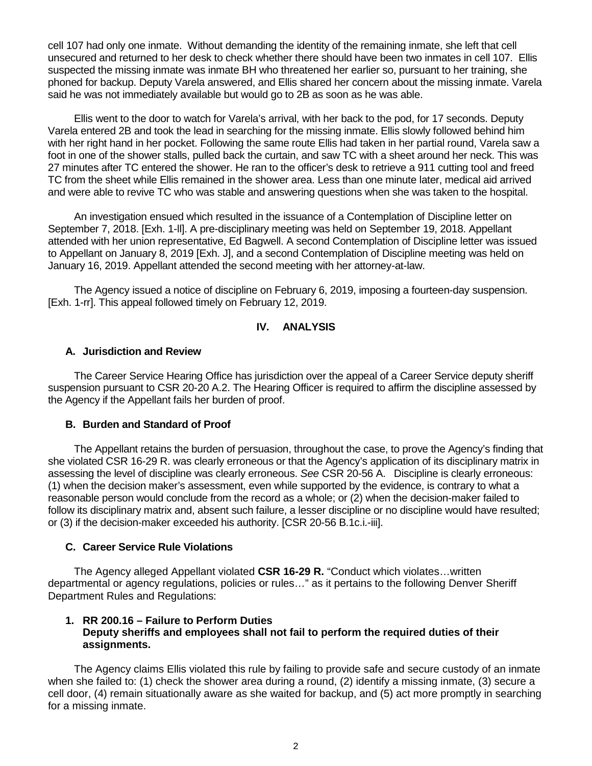cell 107 had only one inmate. Without demanding the identity of the remaining inmate, she left that cell unsecured and returned to her desk to check whether there should have been two inmates in cell 107. Ellis suspected the missing inmate was inmate BH who threatened her earlier so, pursuant to her training, she phoned for backup. Deputy Varela answered, and Ellis shared her concern about the missing inmate. Varela said he was not immediately available but would go to 2B as soon as he was able.

Ellis went to the door to watch for Varela's arrival, with her back to the pod, for 17 seconds. Deputy Varela entered 2B and took the lead in searching for the missing inmate. Ellis slowly followed behind him with her right hand in her pocket. Following the same route Ellis had taken in her partial round, Varela saw a foot in one of the shower stalls, pulled back the curtain, and saw TC with a sheet around her neck. This was 27 minutes after TC entered the shower. He ran to the officer's desk to retrieve a 911 cutting tool and freed TC from the sheet while Ellis remained in the shower area. Less than one minute later, medical aid arrived and were able to revive TC who was stable and answering questions when she was taken to the hospital.

An investigation ensued which resulted in the issuance of a Contemplation of Discipline letter on September 7, 2018. [Exh. 1-ll]. A pre-disciplinary meeting was held on September 19, 2018. Appellant attended with her union representative, Ed Bagwell. A second Contemplation of Discipline letter was issued to Appellant on January 8, 2019 [Exh. J], and a second Contemplation of Discipline meeting was held on January 16, 2019. Appellant attended the second meeting with her attorney-at-law.

The Agency issued a notice of discipline on February 6, 2019, imposing a fourteen-day suspension. [Exh. 1-rr]. This appeal followed timely on February 12, 2019.

## IV. ANALYSIS

### A. Jurisdiction and Review

The Career Service Hearing Office has jurisdiction over the appeal of a Career Service deputy sheriff suspension pursuant to CSR 20-20 A.2. The Hearing Officer is required to affirm the discipline assessed by the Agency if the Appellant fails her burden of proof.

### B. Burden and Standard of Proof

The Appellant retains the burden of persuasion, throughout the case, to prove the Agency's finding that she violated CSR 16-29 R. was clearly erroneous or that the Agency's application of its disciplinary matrix in assessing the level of discipline was clearly erroneous. *See* CSR 20-56 A. Discipline is clearly erroneous: (1) when the decision maker's assessment, even while supported by the evidence, is contrary to what a reasonable person would conclude from the record as a whole; or (2) when the decision-maker failed to follow its disciplinary matrix and, absent such failure, a lesser discipline or no discipline would have resulted; or (3) if the decision-maker exceeded his authority. [CSR 20-56 B.1c.i.-iii].

### C. Career Service Rule Violations

The Agency alleged Appellant violated **CSR 16-29 R.** "Conduct which violates…written departmental or agency regulations, policies or rules…" as it pertains to the following Denver Sheriff Department Rules and Regulations:

#### 1. RR 200.16 – Failure to Perform Duties
**Deputy sheriffs and employees shall not fail to perform the required duties of their assignments.**

The Agency claims Ellis violated this rule by failing to provide safe and secure custody of an inmate when she failed to: (1) check the shower area during a round, (2) identify a missing inmate, (3) secure a cell door, (4) remain situationally aware as she waited for backup, and (5) act more promptly in searching for a missing inmate.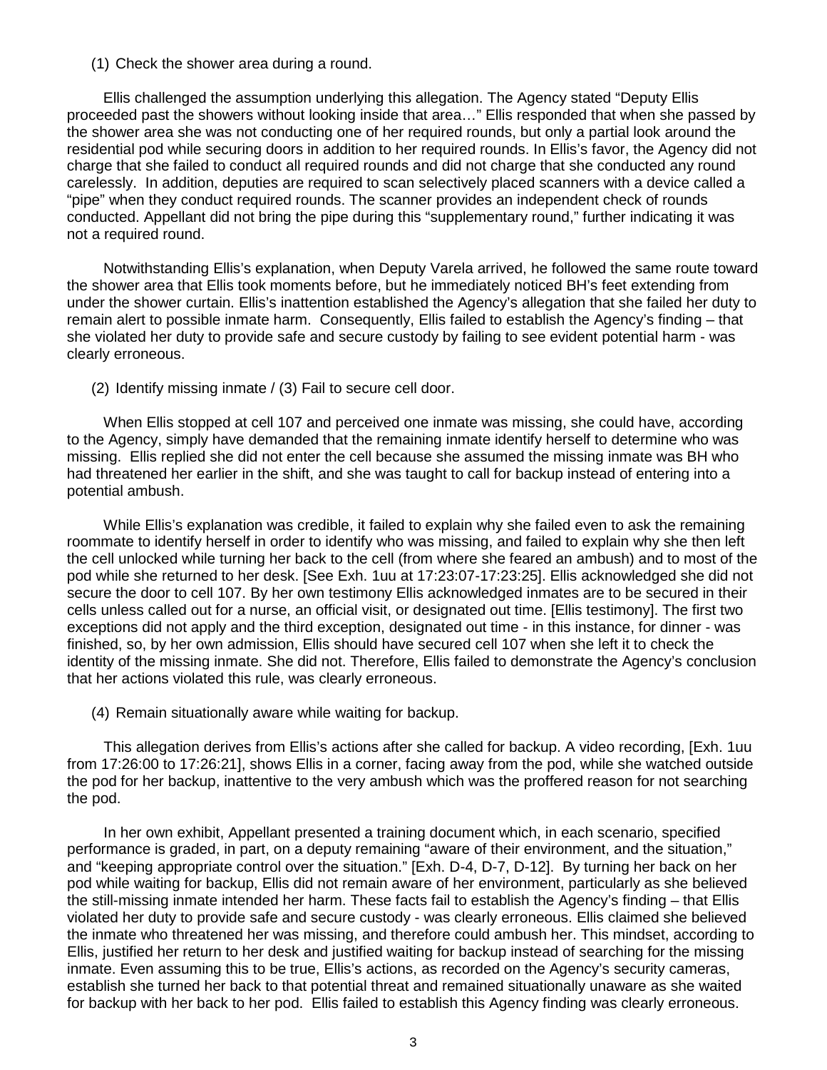(1) Check the shower area during a round.

Ellis challenged the assumption underlying this allegation. The Agency stated "Deputy Ellis proceeded past the showers without looking inside that area…" Ellis responded that when she passed by the shower area she was not conducting one of her required rounds, but only a partial look around the residential pod while securing doors in addition to her required rounds. In Ellis's favor, the Agency did not charge that she failed to conduct all required rounds and did not charge that she conducted any round carelessly. In addition, deputies are required to scan selectively placed scanners with a device called a "pipe" when they conduct required rounds. The scanner provides an independent check of rounds conducted. Appellant did not bring the pipe during this "supplementary round," further indicating it was not a required round.

Notwithstanding Ellis's explanation, when Deputy Varela arrived, he followed the same route toward the shower area that Ellis took moments before, but he immediately noticed BH's feet extending from under the shower curtain. Ellis's inattention established the Agency's allegation that she failed her duty to remain alert to possible inmate harm. Consequently, Ellis failed to establish the Agency's finding – that she violated her duty to provide safe and secure custody by failing to see evident potential harm - was clearly erroneous.

(2) Identify missing inmate / (3) Fail to secure cell door.

When Ellis stopped at cell 107 and perceived one inmate was missing, she could have, according to the Agency, simply have demanded that the remaining inmate identify herself to determine who was missing. Ellis replied she did not enter the cell because she assumed the missing inmate was BH who had threatened her earlier in the shift, and she was taught to call for backup instead of entering into a potential ambush.

While Ellis's explanation was credible, it failed to explain why she failed even to ask the remaining roommate to identify herself in order to identify who was missing, and failed to explain why she then left the cell unlocked while turning her back to the cell (from where she feared an ambush) and to most of the pod while she returned to her desk. [See Exh. 1uu at 17:23:07-17:23:25]. Ellis acknowledged she did not secure the door to cell 107. By her own testimony Ellis acknowledged inmates are to be secured in their cells unless called out for a nurse, an official visit, or designated out time. [Ellis testimony]. The first two exceptions did not apply and the third exception, designated out time - in this instance, for dinner - was finished, so, by her own admission, Ellis should have secured cell 107 when she left it to check the identity of the missing inmate. She did not. Therefore, Ellis failed to demonstrate the Agency's conclusion that her actions violated this rule, was clearly erroneous.

(4) Remain situationally aware while waiting for backup.

This allegation derives from Ellis's actions after she called for backup. A video recording, [Exh. 1uu from 17:26:00 to 17:26:21], shows Ellis in a corner, facing away from the pod, while she watched outside the pod for her backup, inattentive to the very ambush which was the proffered reason for not searching the pod.

In her own exhibit, Appellant presented a training document which, in each scenario, specified performance is graded, in part, on a deputy remaining "aware of their environment, and the situation," and "keeping appropriate control over the situation." [Exh. D-4, D-7, D-12]. By turning her back on her pod while waiting for backup, Ellis did not remain aware of her environment, particularly as she believed the still-missing inmate intended her harm. These facts fail to establish the Agency's finding – that Ellis violated her duty to provide safe and secure custody - was clearly erroneous. Ellis claimed she believed the inmate who threatened her was missing, and therefore could ambush her. This mindset, according to Ellis, justified her return to her desk and justified waiting for backup instead of searching for the missing inmate. Even assuming this to be true, Ellis's actions, as recorded on the Agency's security cameras, establish she turned her back to that potential threat and remained situationally unaware as she waited for backup with her back to her pod. Ellis failed to establish this Agency finding was clearly erroneous.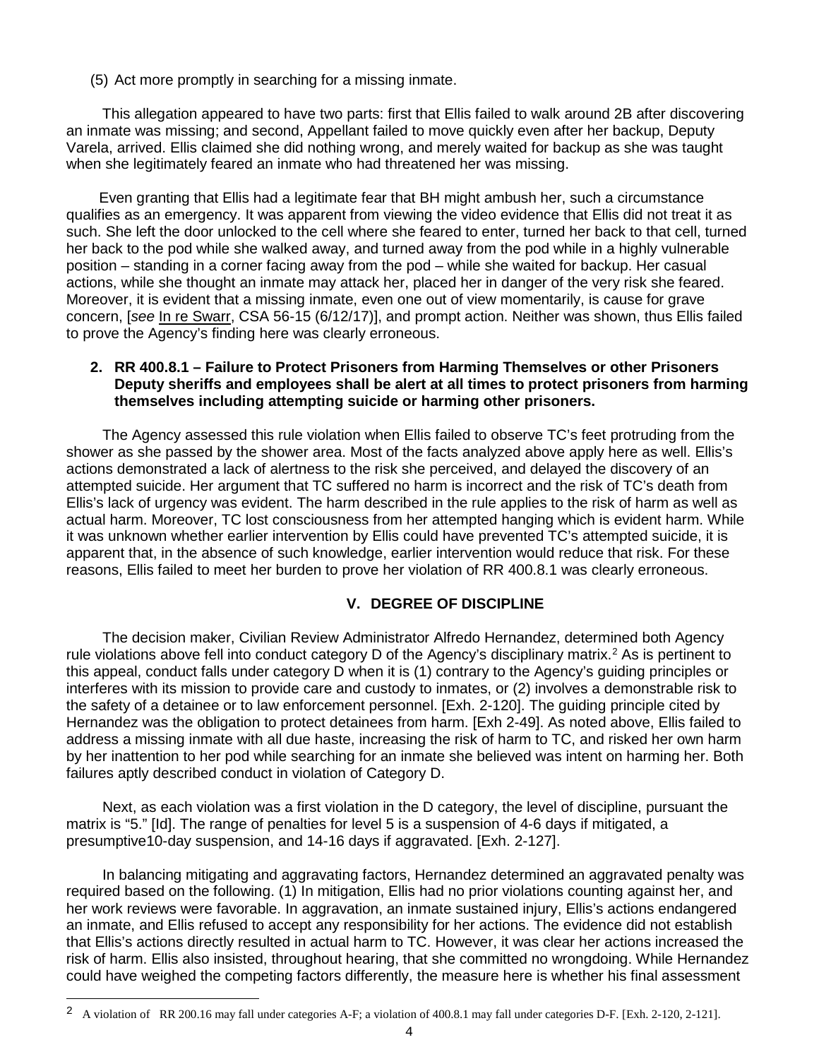(5) Act more promptly in searching for a missing inmate.

This allegation appeared to have two parts: first that Ellis failed to walk around 2B after discovering an inmate was missing; and second, Appellant failed to move quickly even after her backup, Deputy Varela, arrived. Ellis claimed she did nothing wrong, and merely waited for backup as she was taught when she legitimately feared an inmate who had threatened her was missing.

Even granting that Ellis had a legitimate fear that BH might ambush her, such a circumstance qualifies as an emergency. It was apparent from viewing the video evidence that Ellis did not treat it as such. She left the door unlocked to the cell where she feared to enter, turned her back to that cell, turned her back to the pod while she walked away, and turned away from the pod while in a highly vulnerable position – standing in a corner facing away from the pod – while she waited for backup. Her casual actions, while she thought an inmate may attack her, placed her in danger of the very risk she feared. Moreover, it is evident that a missing inmate, even one out of view momentarily, is cause for grave concern, [*see* In re Swarr, CSA 56-15 (6/12/17)], and prompt action. Neither was shown, thus Ellis failed to prove the Agency's finding here was clearly erroneous.

**2. RR 400.8.1 – Failure to Protect Prisoners from Harming Themselves or other Prisoners Deputy sheriffs and employees shall be alert at all times to protect prisoners from harming themselves including attempting suicide or harming other prisoners.**

The Agency assessed this rule violation when Ellis failed to observe TC's feet protruding from the shower as she passed by the shower area. Most of the facts analyzed above apply here as well. Ellis's actions demonstrated a lack of alertness to the risk she perceived, and delayed the discovery of an attempted suicide. Her argument that TC suffered no harm is incorrect and the risk of TC's death from Ellis's lack of urgency was evident. The harm described in the rule applies to the risk of harm as well as actual harm. Moreover, TC lost consciousness from her attempted hanging which is evident harm. While it was unknown whether earlier intervention by Ellis could have prevented TC's attempted suicide, it is apparent that, in the absence of such knowledge, earlier intervention would reduce that risk. For these reasons, Ellis failed to meet her burden to prove her violation of RR 400.8.1 was clearly erroneous.

## V. DEGREE OF DISCIPLINE

The decision maker, Civilian Review Administrator Alfredo Hernandez, determined both Agency rule violations above fell into conduct category D of the Agency's disciplinary matrix.[2] As is pertinent to this appeal, conduct falls under category D when it is (1) contrary to the Agency's guiding principles or interferes with its mission to provide care and custody to inmates, or (2) involves a demonstrable risk to the safety of a detainee or to law enforcement personnel. [Exh. 2-120]. The guiding principle cited by Hernandez was the obligation to protect detainees from harm. [Exh 2-49]. As noted above, Ellis failed to address a missing inmate with all due haste, increasing the risk of harm to TC, and risked her own harm by her inattention to her pod while searching for an inmate she believed was intent on harming her. Both failures aptly described conduct in violation of Category D.

Next, as each violation was a first violation in the D category, the level of discipline, pursuant the matrix is "5." [Id]. The range of penalties for level 5 is a suspension of 4-6 days if mitigated, a presumptive10-day suspension, and 14-16 days if aggravated. [Exh. 2-127].

In balancing mitigating and aggravating factors, Hernandez determined an aggravated penalty was required based on the following. (1) In mitigation, Ellis had no prior violations counting against her, and her work reviews were favorable. In aggravation, an inmate sustained injury, Ellis's actions endangered an inmate, and Ellis refused to accept any responsibility for her actions. The evidence did not establish that Ellis's actions directly resulted in actual harm to TC. However, it was clear her actions increased the risk of harm. Ellis also insisted, throughout hearing, that she committed no wrongdoing. While Hernandez could have weighed the competing factors differently, the measure here is whether his final assessment

---

[2] A violation of RR 200.16 may fall under categories A-F; a violation of 400.8.1 may fall under categories D-F. [Exh. 2-120, 2-121].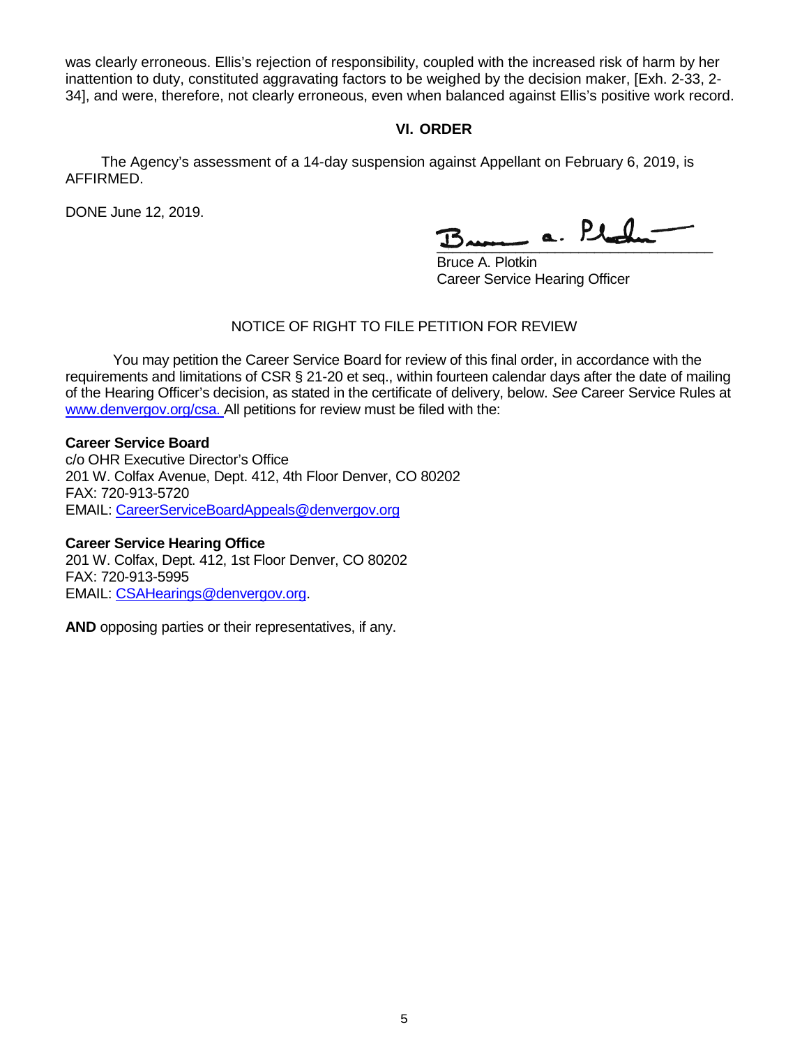was clearly erroneous. Ellis's rejection of responsibility, coupled with the increased risk of harm by her inattention to duty, constituted aggravating factors to be weighed by the decision maker, [Exh. 2-33, 2-34], and were, therefore, not clearly erroneous, even when balanced against Ellis's positive work record.

## VI. ORDER

The Agency's assessment of a 14-day suspension against Appellant on February 6, 2019, is AFFIRMED.

DONE June 12, 2019.

Bruce A. Plotkin
Career Service Hearing Officer

NOTICE OF RIGHT TO FILE PETITION FOR REVIEW

You may petition the Career Service Board for review of this final order, in accordance with the requirements and limitations of CSR § 21-20 et seq., within fourteen calendar days after the date of mailing of the Hearing Officer's decision, as stated in the certificate of delivery, below. *See* Career Service Rules at www.denvergov.org/csa. All petitions for review must be filed with the:

**Career Service Board**
c/o OHR Executive Director's Office
201 W. Colfax Avenue, Dept. 412, 4th Floor Denver, CO 80202
FAX: 720-913-5720
EMAIL: CareerServiceBoardAppeals@denvergov.org

**Career Service Hearing Office**
201 W. Colfax, Dept. 412, 1st Floor Denver, CO 80202
FAX: 720-913-5995
EMAIL: CSAHearings@denvergov.org.

**AND** opposing parties or their representatives, if any.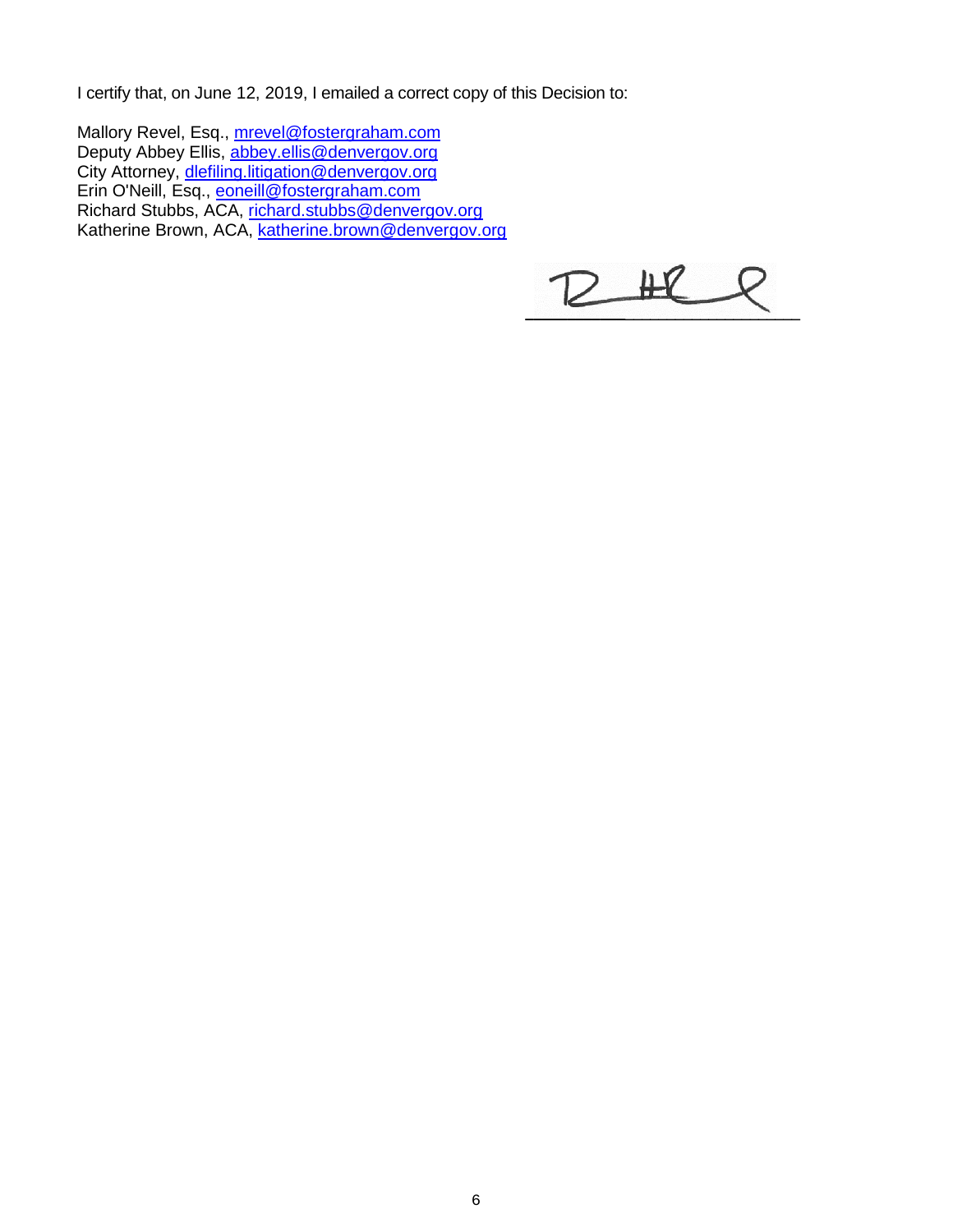I certify that, on June 12, 2019, I emailed a correct copy of this Decision to:

Mallory Revel, Esq., mrevel@fostergraham.com
Deputy Abbey Ellis, abbey.ellis@denvergov.org
City Attorney, dlefiling.litigation@denvergov.org
Erin O'Neill, Esq., eoneill@fostergraham.com
Richard Stubbs, ACA, richard.stubbs@denvergov.org
Katherine Brown, ACA, katherine.brown@denvergov.org